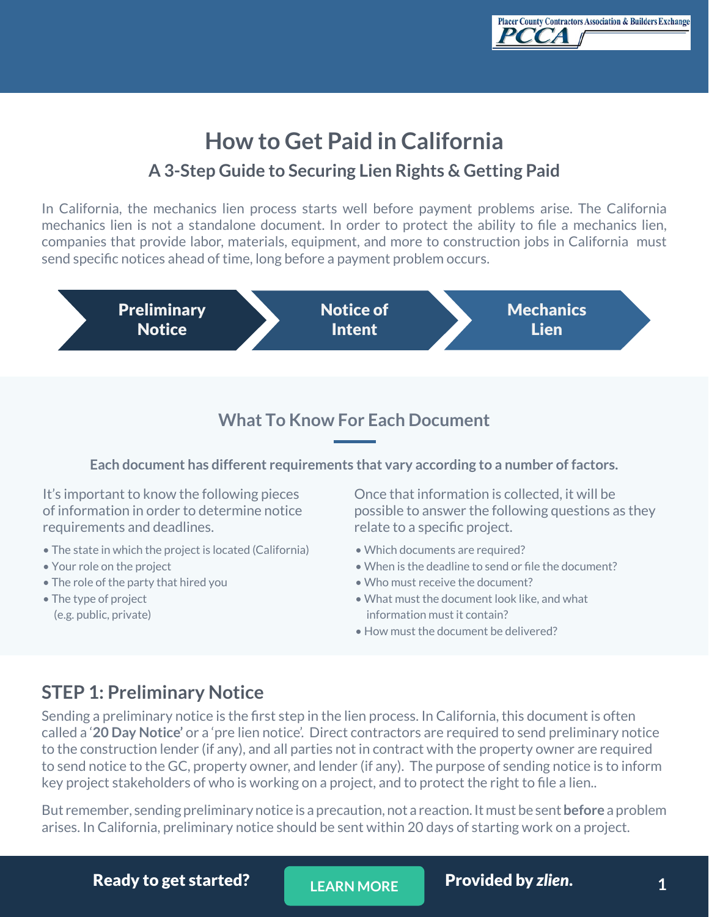Placer County Contractors Association & Builders Exchange PCCA

# How to Get Paid in California

## A 3-Step Guide to Securing Lien Rights & Getting Paid

In California, the mechanics lien process starts well before payment problems arise. The California mechanics lien is not a standalone document. In order to protect the ability to file a mechanics lien, companies that provide labor, materials, equipment, and more to construction jobs in California must send specific notices ahead of time, long before a payment problem occurs.

Preliminary Notice → Notice of Intent → Mechanics Lien

## What To Know For Each Document

**Each document has different requirements that vary according to a number of factors.**

It's important to know the following pieces of information in order to determine notice requirements and deadlines.

- The state in which the project is located (California)
- Your role on the project
- The role of the party that hired you
- The type of project (e.g. public, private)

Once that information is collected, it will be possible to answer the following questions as they relate to a specific project.

- Which documents are required?
- When is the deadline to send or file the document?
- Who must receive the document?
- What must the document look like, and what information must it contain?
- How must the document be delivered?

## STEP 1: Preliminary Notice

Sending a preliminary notice is the first step in the lien process. In California, this document is often called a '**20 Day Notice'** or a 'pre lien notice'. Direct contractors are required to send preliminary notice to the construction lender (if any), and all parties not in contract with the property owner are required to send notice to the GC, property owner, and lender (if any). The purpose of sending notice is to inform key project stakeholders of who is working on a project, and to protect the right to file a lien..

But remember, sending preliminary notice is a precaution, not a reaction. It must be sent **before** a problem arises. In California, preliminary notice should be sent within 20 days of starting work on a project.

**Ready to get started?** LEARN MORE **Provided by *zlien.***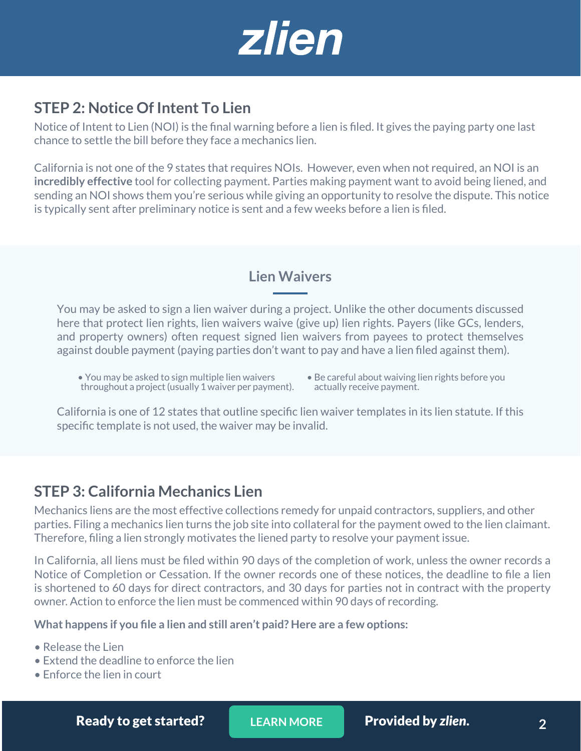## STEP 2: Notice Of Intent To Lien

Notice of Intent to Lien (NOI) is the final warning before a lien is filed. It gives the paying party one last chance to settle the bill before they face a mechanics lien.

California is not one of the 9 states that requires NOIs. However, even when not required, an NOI is an **incredibly effective** tool for collecting payment. Parties making payment want to avoid being liened, and sending an NOI shows them you're serious while giving an opportunity to resolve the dispute. This notice is typically sent after preliminary notice is sent and a few weeks before a lien is filed.

### Lien Waivers

You may be asked to sign a lien waiver during a project. Unlike the other documents discussed here that protect lien rights, lien waivers waive (give up) lien rights. Payers (like GCs, lenders, and property owners) often request signed lien waivers from payees to protect themselves against double payment (paying parties don't want to pay and have a lien filed against them).

- You may be asked to sign multiple lien waivers throughout a project (usually 1 waiver per payment).
- Be careful about waiving lien rights before you actually receive payment.

California is one of 12 states that outline specific lien waiver templates in its lien statute. If this specific template is not used, the waiver may be invalid.

## STEP 3: California Mechanics Lien

Mechanics liens are the most effective collections remedy for unpaid contractors, suppliers, and other parties. Filing a mechanics lien turns the job site into collateral for the payment owed to the lien claimant. Therefore, filing a lien strongly motivates the liened party to resolve your payment issue.

In California, all liens must be filed within 90 days of the completion of work, unless the owner records a Notice of Completion or Cessation. If the owner records one of these notices, the deadline to file a lien is shortened to 60 days for direct contractors, and 30 days for parties not in contract with the property owner. Action to enforce the lien must be commenced within 90 days of recording.

**What happens if you file a lien and still aren't paid? Here are a few options:**

- Release the Lien
- Extend the deadline to enforce the lien
- Enforce the lien in court

**Ready to get started?** LEARN MORE **Provided by *zlien.***